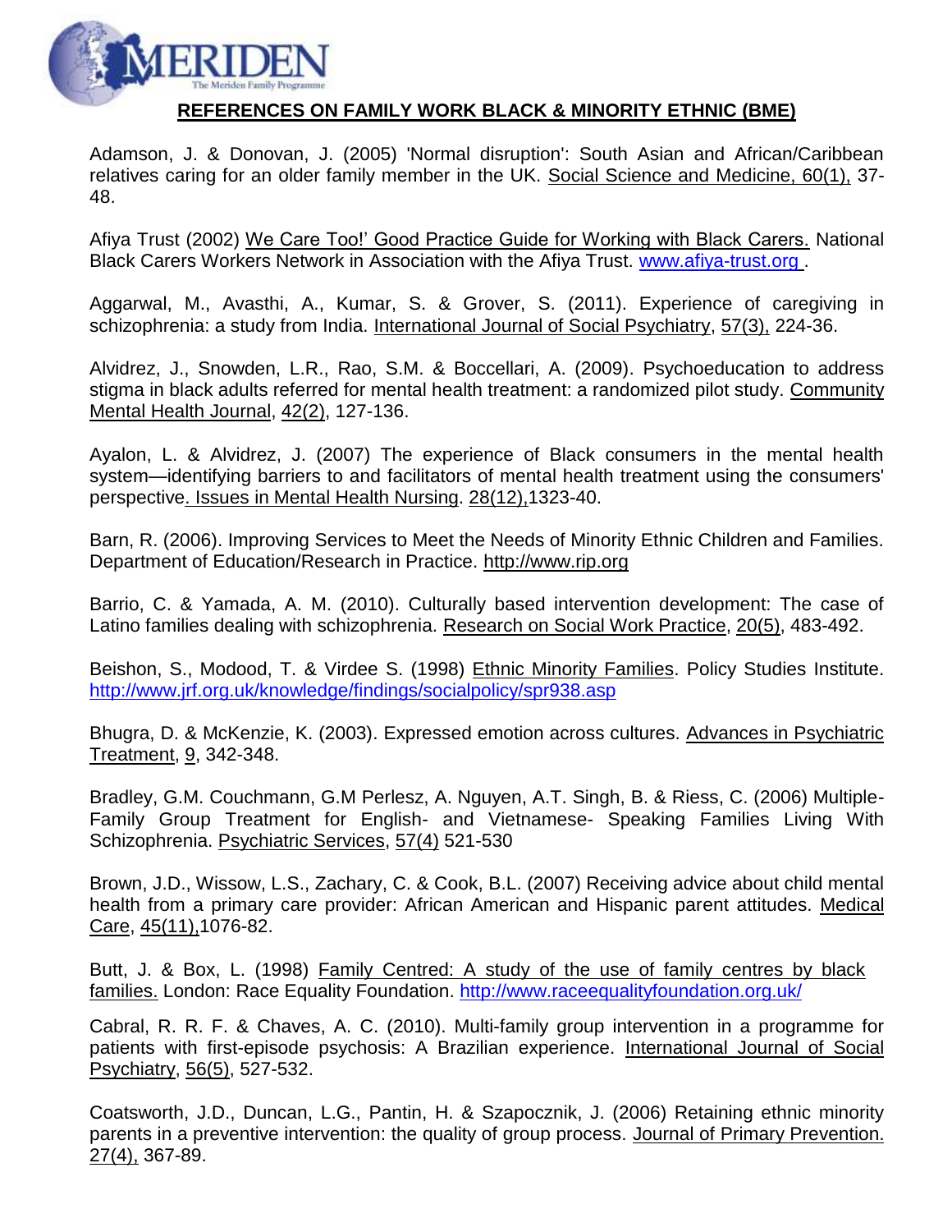MERIDEN

The Meriden Family Programme

## REFERENCES ON FAMILY WORK BLACK & MINORITY ETHNIC (BME)

Adamson, J. & Donovan, J. (2005) 'Normal disruption': South Asian and African/Caribbean relatives caring for an older family member in the UK. Social Science and Medicine, 60(1), 37-48.

Afiya Trust (2002) We Care Too!' Good Practice Guide for Working with Black Carers. National Black Carers Workers Network in Association with the Afiya Trust. www.afiya-trust.org .

Aggarwal, M., Avasthi, A., Kumar, S. & Grover, S. (2011). Experience of caregiving in schizophrenia: a study from India. International Journal of Social Psychiatry, 57(3), 224-36.

Alvidrez, J., Snowden, L.R., Rao, S.M. & Boccellari, A. (2009). Psychoeducation to address stigma in black adults referred for mental health treatment: a randomized pilot study. Community Mental Health Journal, 42(2), 127-136.

Ayalon, L. & Alvidrez, J. (2007) The experience of Black consumers in the mental health system—identifying barriers to and facilitators of mental health treatment using the consumers' perspective. Issues in Mental Health Nursing. 28(12),1323-40.

Barn, R. (2006). Improving Services to Meet the Needs of Minority Ethnic Children and Families. Department of Education/Research in Practice. http://www.rip.org

Barrio, C. & Yamada, A. M. (2010). Culturally based intervention development: The case of Latino families dealing with schizophrenia. Research on Social Work Practice, 20(5), 483-492.

Beishon, S., Modood, T. & Virdee S. (1998) Ethnic Minority Families. Policy Studies Institute. http://www.jrf.org.uk/knowledge/findings/socialpolicy/spr938.asp

Bhugra, D. & McKenzie, K. (2003). Expressed emotion across cultures. Advances in Psychiatric Treatment, 9, 342-348.

Bradley, G.M. Couchmann, G.M Perlesz, A. Nguyen, A.T. Singh, B. & Riess, C. (2006) Multiple-Family Group Treatment for English- and Vietnamese- Speaking Families Living With Schizophrenia. Psychiatric Services, 57(4) 521-530

Brown, J.D., Wissow, L.S., Zachary, C. & Cook, B.L. (2007) Receiving advice about child mental health from a primary care provider: African American and Hispanic parent attitudes. Medical Care, 45(11),1076-82.

Butt, J. & Box, L. (1998) Family Centred: A study of the use of family centres by black families. London: Race Equality Foundation. http://www.raceequalityfoundation.org.uk/

Cabral, R. R. F. & Chaves, A. C. (2010). Multi-family group intervention in a programme for patients with first-episode psychosis: A Brazilian experience. International Journal of Social Psychiatry, 56(5), 527-532.

Coatsworth, J.D., Duncan, L.G., Pantin, H. & Szapocznik, J. (2006) Retaining ethnic minority parents in a preventive intervention: the quality of group process. Journal of Primary Prevention. 27(4), 367-89.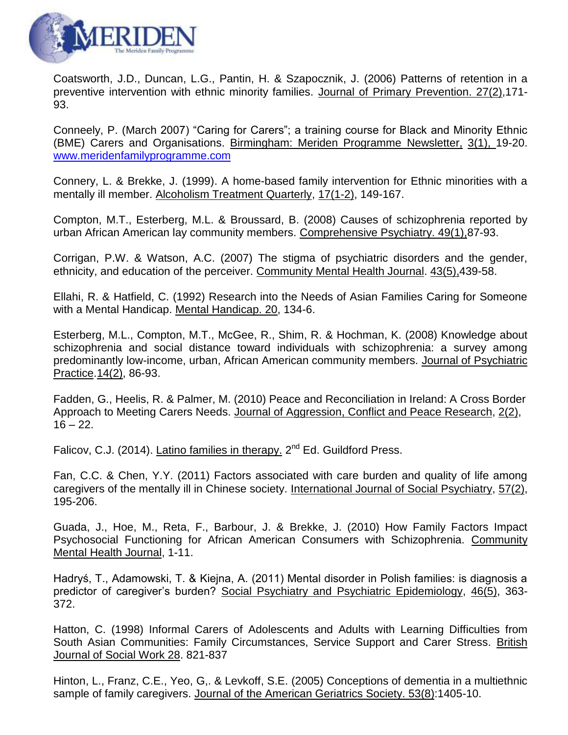Coatsworth, J.D., Duncan, L.G., Pantin, H. & Szapocznik, J. (2006) Patterns of retention in a preventive intervention with ethnic minority families. Journal of Primary Prevention. 27(2),171-93.

Conneely, P. (March 2007) "Caring for Carers"; a training course for Black and Minority Ethnic (BME) Carers and Organisations. Birmingham: Meriden Programme Newsletter, 3(1), 19-20. www.meridenfamilyprogramme.com

Connery, L. & Brekke, J. (1999). A home-based family intervention for Ethnic minorities with a mentally ill member. Alcoholism Treatment Quarterly, 17(1-2), 149-167.

Compton, M.T., Esterberg, M.L. & Broussard, B. (2008) Causes of schizophrenia reported by urban African American lay community members. Comprehensive Psychiatry. 49(1),87-93.

Corrigan, P.W. & Watson, A.C. (2007) The stigma of psychiatric disorders and the gender, ethnicity, and education of the perceiver. Community Mental Health Journal. 43(5),439-58.

Ellahi, R. & Hatfield, C. (1992) Research into the Needs of Asian Families Caring for Someone with a Mental Handicap. Mental Handicap. 20, 134-6.

Esterberg, M.L., Compton, M.T., McGee, R., Shim, R. & Hochman, K. (2008) Knowledge about schizophrenia and social distance toward individuals with schizophrenia: a survey among predominantly low-income, urban, African American community members. Journal of Psychiatric Practice.14(2), 86-93.

Fadden, G., Heelis, R. & Palmer, M. (2010) Peace and Reconciliation in Ireland: A Cross Border Approach to Meeting Carers Needs. Journal of Aggression, Conflict and Peace Research, 2(2), 16 – 22.

Falicov, C.J. (2014). Latino families in therapy. 2nd Ed. Guildford Press.

Fan, C.C. & Chen, Y.Y. (2011) Factors associated with care burden and quality of life among caregivers of the mentally ill in Chinese society. International Journal of Social Psychiatry, 57(2), 195-206.

Guada, J., Hoe, M., Reta, F., Barbour, J. & Brekke, J. (2010) How Family Factors Impact Psychosocial Functioning for African American Consumers with Schizophrenia. Community Mental Health Journal, 1-11.

Hadryś, T., Adamowski, T. & Kiejna, A. (2011) Mental disorder in Polish families: is diagnosis a predictor of caregiver's burden? Social Psychiatry and Psychiatric Epidemiology, 46(5), 363-372.

Hatton, C. (1998) Informal Carers of Adolescents and Adults with Learning Difficulties from South Asian Communities: Family Circumstances, Service Support and Carer Stress. British Journal of Social Work 28. 821-837

Hinton, L., Franz, C.E., Yeo, G,. & Levkoff, S.E. (2005) Conceptions of dementia in a multiethnic sample of family caregivers. Journal of the American Geriatrics Society. 53(8):1405-10.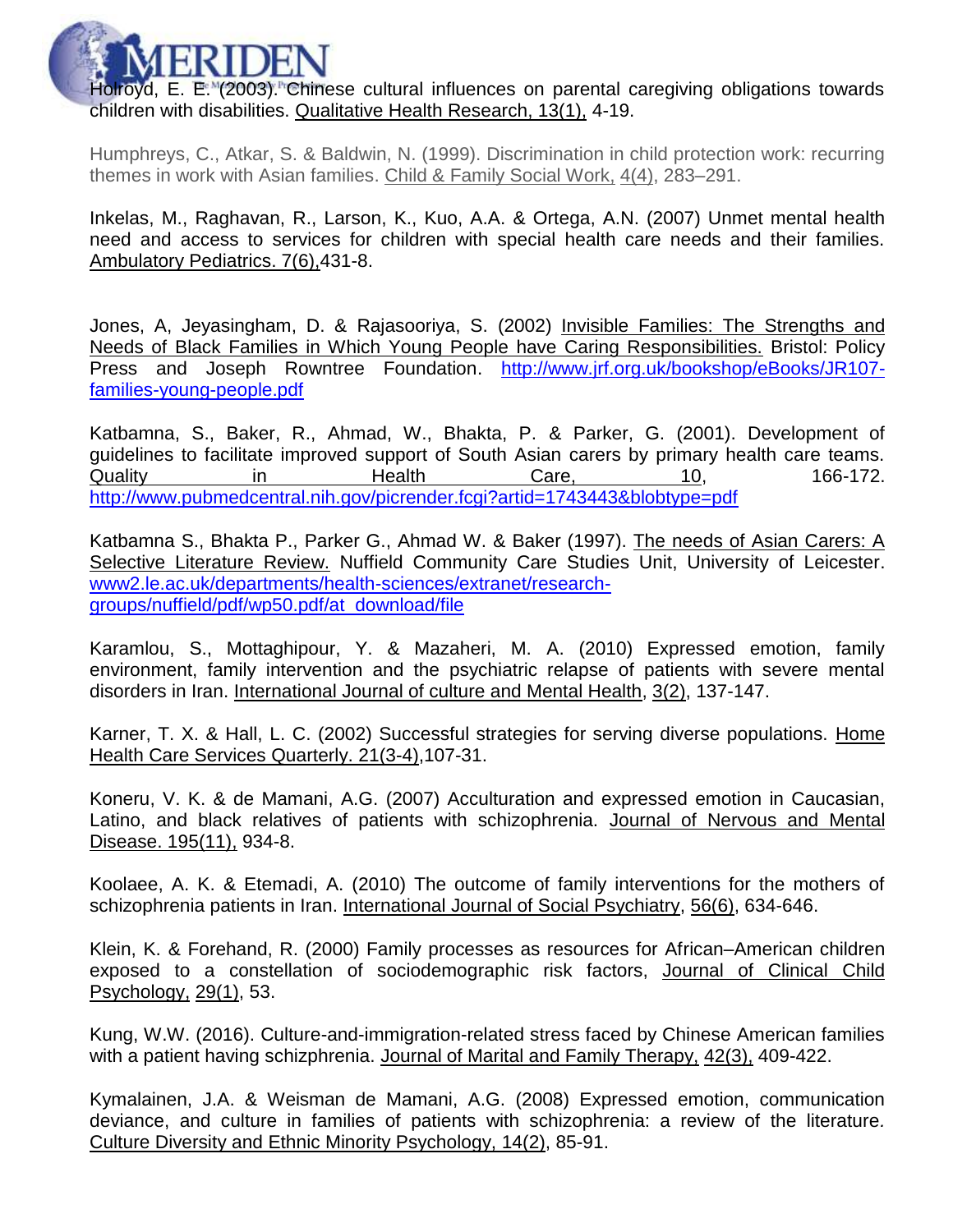Holroyd, E. E. (2003). Chinese cultural influences on parental caregiving obligations towards children with disabilities. Qualitative Health Research, 13(1), 4-19.

Humphreys, C., Atkar, S. & Baldwin, N. (1999). Discrimination in child protection work: recurring themes in work with Asian families. Child & Family Social Work, 4(4), 283–291.

Inkelas, M., Raghavan, R., Larson, K., Kuo, A.A. & Ortega, A.N. (2007) Unmet mental health need and access to services for children with special health care needs and their families. Ambulatory Pediatrics. 7(6),431-8.

Jones, A, Jeyasingham, D. & Rajasooriya, S. (2002) Invisible Families: The Strengths and Needs of Black Families in Which Young People have Caring Responsibilities. Bristol: Policy Press and Joseph Rowntree Foundation. http://www.jrf.org.uk/bookshop/eBooks/JR107-families-young-people.pdf

Katbamna, S., Baker, R., Ahmad, W., Bhakta, P. & Parker, G. (2001). Development of guidelines to facilitate improved support of South Asian carers by primary health care teams. Quality in Health Care, 10, 166-172. http://www.pubmedcentral.nih.gov/picrender.fcgi?artid=1743443&blobtype=pdf

Katbamna S., Bhakta P., Parker G., Ahmad W. & Baker (1997). The needs of Asian Carers: A Selective Literature Review. Nuffield Community Care Studies Unit, University of Leicester. www2.le.ac.uk/departments/health-sciences/extranet/research-groups/nuffield/pdf/wp50.pdf/at_download/file

Karamlou, S., Mottaghipour, Y. & Mazaheri, M. A. (2010) Expressed emotion, family environment, family intervention and the psychiatric relapse of patients with severe mental disorders in Iran. International Journal of culture and Mental Health, 3(2), 137-147.

Karner, T. X. & Hall, L. C. (2002) Successful strategies for serving diverse populations. Home Health Care Services Quarterly. 21(3-4),107-31.

Koneru, V. K. & de Mamani, A.G. (2007) Acculturation and expressed emotion in Caucasian, Latino, and black relatives of patients with schizophrenia. Journal of Nervous and Mental Disease. 195(11), 934-8.

Koolaee, A. K. & Etemadi, A. (2010) The outcome of family interventions for the mothers of schizophrenia patients in Iran. International Journal of Social Psychiatry, 56(6), 634-646.

Klein, K. & Forehand, R. (2000) Family processes as resources for African–American children exposed to a constellation of sociodemographic risk factors, Journal of Clinical Child Psychology, 29(1), 53.

Kung, W.W. (2016). Culture-and-immigration-related stress faced by Chinese American families with a patient having schizphrenia. Journal of Marital and Family Therapy, 42(3), 409-422.

Kymalainen, J.A. & Weisman de Mamani, A.G. (2008) Expressed emotion, communication deviance, and culture in families of patients with schizophrenia: a review of the literature. Culture Diversity and Ethnic Minority Psychology, 14(2), 85-91.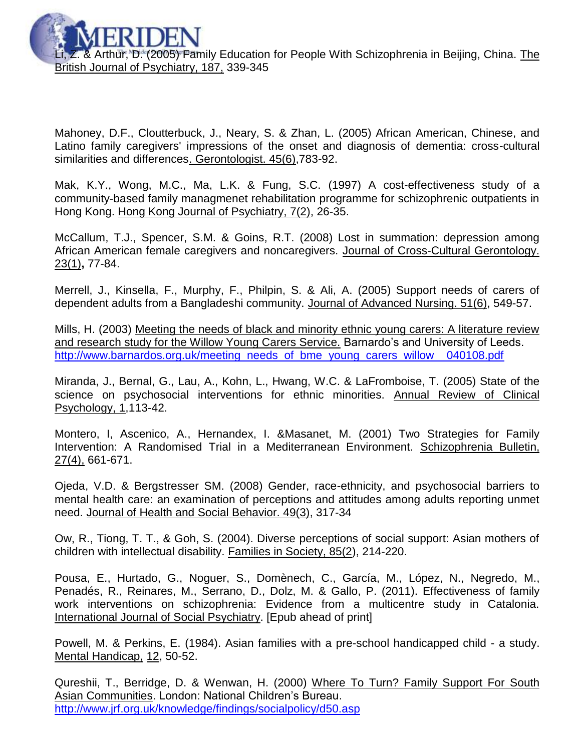Li, Z. & Arthur, D. (2005) Family Education for People With Schizophrenia in Beijing, China. The British Journal of Psychiatry, 187, 339-345

Mahoney, D.F., Cloutterbuck, J., Neary, S. & Zhan, L. (2005) African American, Chinese, and Latino family caregivers' impressions of the onset and diagnosis of dementia: cross-cultural similarities and differences. Gerontologist. 45(6),783-92.

Mak, K.Y., Wong, M.C., Ma, L.K. & Fung, S.C. (1997) A cost-effectiveness study of a community-based family managmenet rehabilitation programme for schizophrenic outpatients in Hong Kong. Hong Kong Journal of Psychiatry, 7(2), 26-35.

McCallum, T.J., Spencer, S.M. & Goins, R.T. (2008) Lost in summation: depression among African American female caregivers and noncaregivers. Journal of Cross-Cultural Gerontology. 23(1)**,** 77-84.

Merrell, J., Kinsella, F., Murphy, F., Philpin, S. & Ali, A. (2005) Support needs of carers of dependent adults from a Bangladeshi community. Journal of Advanced Nursing. 51(6), 549-57.

Mills, H. (2003) Meeting the needs of black and minority ethnic young carers: A literature review and research study for the Willow Young Carers Service. Barnardo's and University of Leeds. http://www.barnardos.org.uk/meeting_needs_of_bme_young_carers_willow__040108.pdf

Miranda, J., Bernal, G., Lau, A., Kohn, L., Hwang, W.C. & LaFromboise, T. (2005) State of the science on psychosocial interventions for ethnic minorities. Annual Review of Clinical Psychology, 1,113-42.

Montero, I, Ascenico, A., Hernandex, I. &Masanet, M. (2001) Two Strategies for Family Intervention: A Randomised Trial in a Mediterranean Environment. Schizophrenia Bulletin, 27(4), 661-671.

Ojeda, V.D. & Bergstresser SM. (2008) Gender, race-ethnicity, and psychosocial barriers to mental health care: an examination of perceptions and attitudes among adults reporting unmet need. Journal of Health and Social Behavior. 49(3), 317-34

Ow, R., Tiong, T. T., & Goh, S. (2004). Diverse perceptions of social support: Asian mothers of children with intellectual disability. Families in Society, 85(2), 214-220.

Pousa, E., Hurtado, G., Noguer, S., Domènech, C., García, M., López, N., Negredo, M., Penadés, R., Reinares, M., Serrano, D., Dolz, M. & Gallo, P. (2011). Effectiveness of family work interventions on schizophrenia: Evidence from a multicentre study in Catalonia. International Journal of Social Psychiatry. [Epub ahead of print]

Powell, M. & Perkins, E. (1984). Asian families with a pre-school handicapped child - a study. Mental Handicap, 12, 50-52.

Qureshii, T., Berridge, D. & Wenwan, H. (2000) Where To Turn? Family Support For South Asian Communities. London: National Children's Bureau. http://www.jrf.org.uk/knowledge/findings/socialpolicy/d50.asp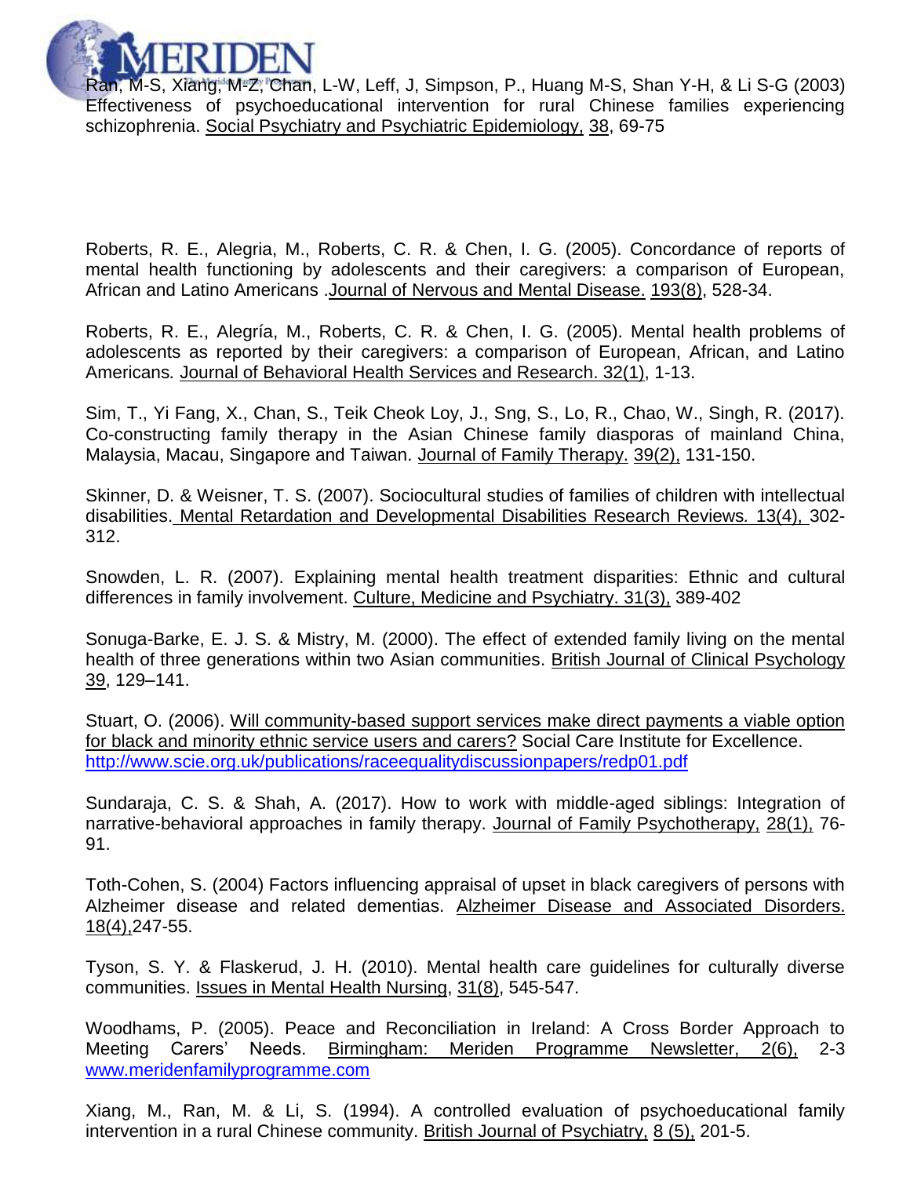Ran, M-S, Xiang, M-Z, Chan, L-W, Leff, J, Simpson, P., Huang M-S, Shan Y-H, & Li S-G (2003) Effectiveness of psychoeducational intervention for rural Chinese families experiencing schizophrenia. Social Psychiatry and Psychiatric Epidemiology, 38, 69-75

Roberts, R. E., Alegria, M., Roberts, C. R. & Chen, I. G. (2005). Concordance of reports of mental health functioning by adolescents and their caregivers: a comparison of European, African and Latino Americans .Journal of Nervous and Mental Disease. 193(8), 528-34.

Roberts, R. E., Alegría, M., Roberts, C. R. & Chen, I. G. (2005). Mental health problems of adolescents as reported by their caregivers: a comparison of European, African, and Latino Americans*.* Journal of Behavioral Health Services and Research. 32(1), 1-13.

Sim, T., Yi Fang, X., Chan, S., Teik Cheok Loy, J., Sng, S., Lo, R., Chao, W., Singh, R. (2017). Co-constructing family therapy in the Asian Chinese family diasporas of mainland China, Malaysia, Macau, Singapore and Taiwan. Journal of Family Therapy. 39(2), 131-150.

Skinner, D. & Weisner, T. S. (2007). Sociocultural studies of families of children with intellectual disabilities. Mental Retardation and Developmental Disabilities Research Reviews*.* 13(4), 302-312.

Snowden, L. R. (2007). Explaining mental health treatment disparities: Ethnic and cultural differences in family involvement. Culture, Medicine and Psychiatry. 31(3), 389-402

Sonuga-Barke, E. J. S. & Mistry, M. (2000). The effect of extended family living on the mental health of three generations within two Asian communities. British Journal of Clinical Psychology 39, 129–141.

Stuart, O. (2006). Will community-based support services make direct payments a viable option for black and minority ethnic service users and carers? Social Care Institute for Excellence. http://www.scie.org.uk/publications/raceequalitydiscussionpapers/redp01.pdf

Sundaraja, C. S. & Shah, A. (2017). How to work with middle-aged siblings: Integration of narrative-behavioral approaches in family therapy. Journal of Family Psychotherapy, 28(1), 76-91.

Toth-Cohen, S. (2004) Factors influencing appraisal of upset in black caregivers of persons with Alzheimer disease and related dementias. Alzheimer Disease and Associated Disorders. 18(4),247-55.

Tyson, S. Y. & Flaskerud, J. H. (2010). Mental health care guidelines for culturally diverse communities. Issues in Mental Health Nursing, 31(8), 545-547.

Woodhams, P. (2005). Peace and Reconciliation in Ireland: A Cross Border Approach to Meeting Carers' Needs. Birmingham: Meriden Programme Newsletter, 2(6), 2-3 www.meridenfamilyprogramme.com

Xiang, M., Ran, M. & Li, S. (1994). A controlled evaluation of psychoeducational family intervention in a rural Chinese community. British Journal of Psychiatry, 8 (5), 201-5.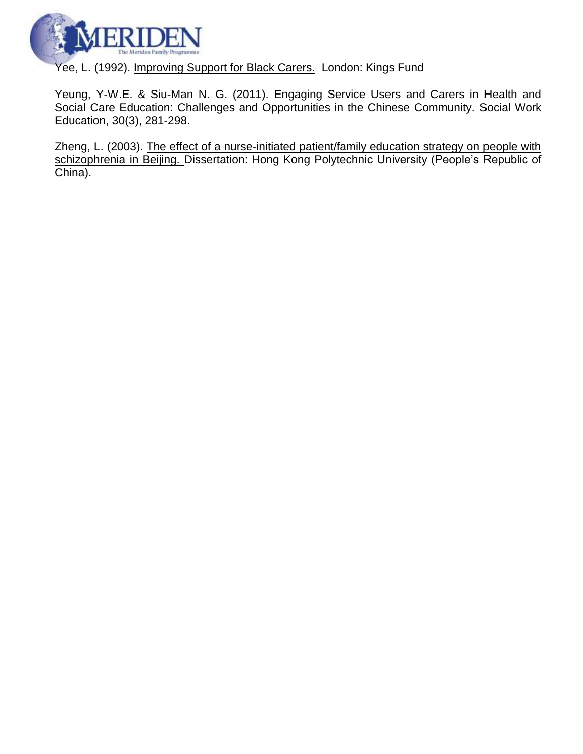Yee, L. (1992). Improving Support for Black Carers. London: Kings Fund

Yeung, Y-W.E. & Siu-Man N. G. (2011). Engaging Service Users and Carers in Health and Social Care Education: Challenges and Opportunities in the Chinese Community. Social Work Education, 30(3), 281-298.

Zheng, L. (2003). The effect of a nurse-initiated patient/family education strategy on people with schizophrenia in Beijing. Dissertation: Hong Kong Polytechnic University (People's Republic of China).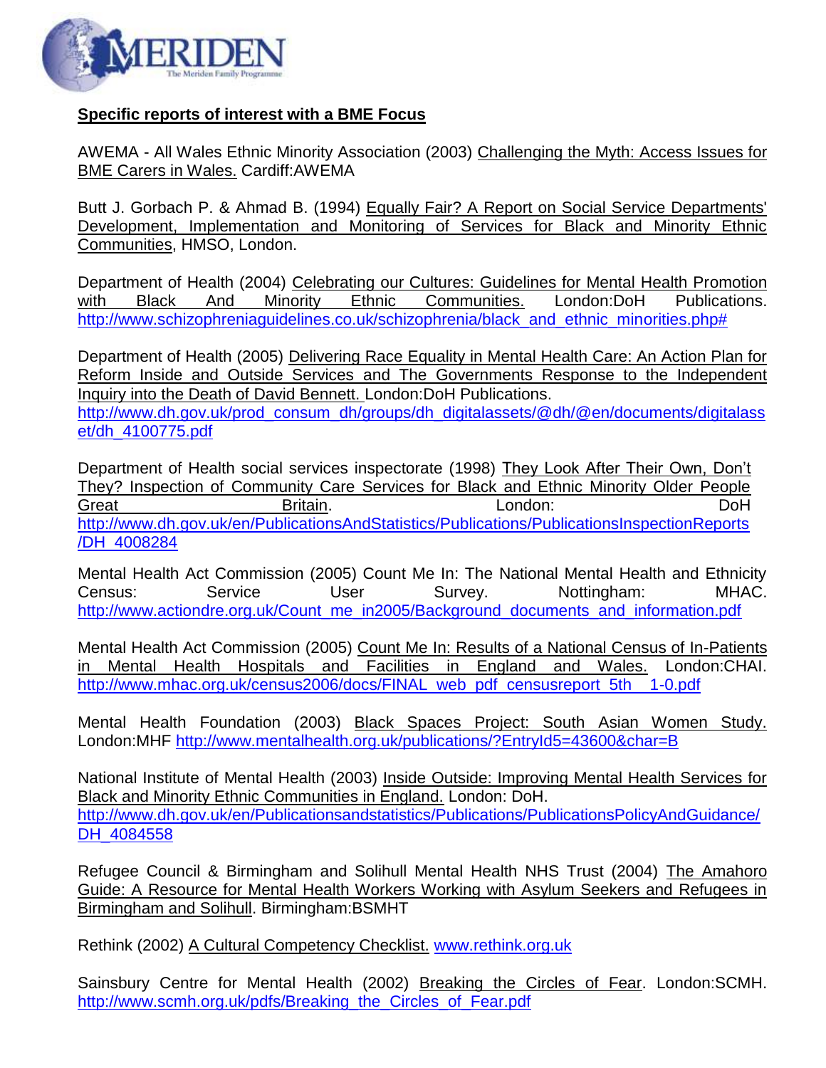## Specific reports of interest with a BME Focus

AWEMA - All Wales Ethnic Minority Association (2003) Challenging the Myth: Access Issues for BME Carers in Wales. Cardiff:AWEMA

Butt J. Gorbach P. & Ahmad B. (1994) Equally Fair? A Report on Social Service Departments' Development, Implementation and Monitoring of Services for Black and Minority Ethnic Communities, HMSO, London.

Department of Health (2004) Celebrating our Cultures: Guidelines for Mental Health Promotion with Black And Minority Ethnic Communities. London:DoH Publications. http://www.schizophreniaguidelines.co.uk/schizophrenia/black_and_ethnic_minorities.php#

Department of Health (2005) Delivering Race Equality in Mental Health Care: An Action Plan for Reform Inside and Outside Services and The Governments Response to the Independent Inquiry into the Death of David Bennett. London:DoH Publications. http://www.dh.gov.uk/prod_consum_dh/groups/dh_digitalassets/@dh/@en/documents/digitalasset/dh_4100775.pdf

Department of Health social services inspectorate (1998) They Look After Their Own, Don't They? Inspection of Community Care Services for Black and Ethnic Minority Older People Great Britain. London: DoH http://www.dh.gov.uk/en/PublicationsAndStatistics/Publications/PublicationsInspectionReports/DH_4008284

Mental Health Act Commission (2005) Count Me In: The National Mental Health and Ethnicity Census: Service User Survey. Nottingham: MHAC. http://www.actiondre.org.uk/Count_me_in2005/Background_documents_and_information.pdf

Mental Health Act Commission (2005) Count Me In: Results of a National Census of In-Patients in Mental Health Hospitals and Facilities in England and Wales. London:CHAI. http://www.mhac.org.uk/census2006/docs/FINAL_web_pdf_censusreport_5th_ 1-0.pdf

Mental Health Foundation (2003) Black Spaces Project: South Asian Women Study. London:MHF http://www.mentalhealth.org.uk/publications/?EntryId5=43600&char=B

National Institute of Mental Health (2003) Inside Outside: Improving Mental Health Services for Black and Minority Ethnic Communities in England. London: DoH. http://www.dh.gov.uk/en/Publicationsandstatistics/Publications/PublicationsPolicyAndGuidance/DH_4084558

Refugee Council & Birmingham and Solihull Mental Health NHS Trust (2004) The Amahoro Guide: A Resource for Mental Health Workers Working with Asylum Seekers and Refugees in Birmingham and Solihull. Birmingham:BSMHT

Rethink (2002) A Cultural Competency Checklist. www.rethink.org.uk

Sainsbury Centre for Mental Health (2002) Breaking the Circles of Fear. London:SCMH. http://www.scmh.org.uk/pdfs/Breaking_the_Circles_of_Fear.pdf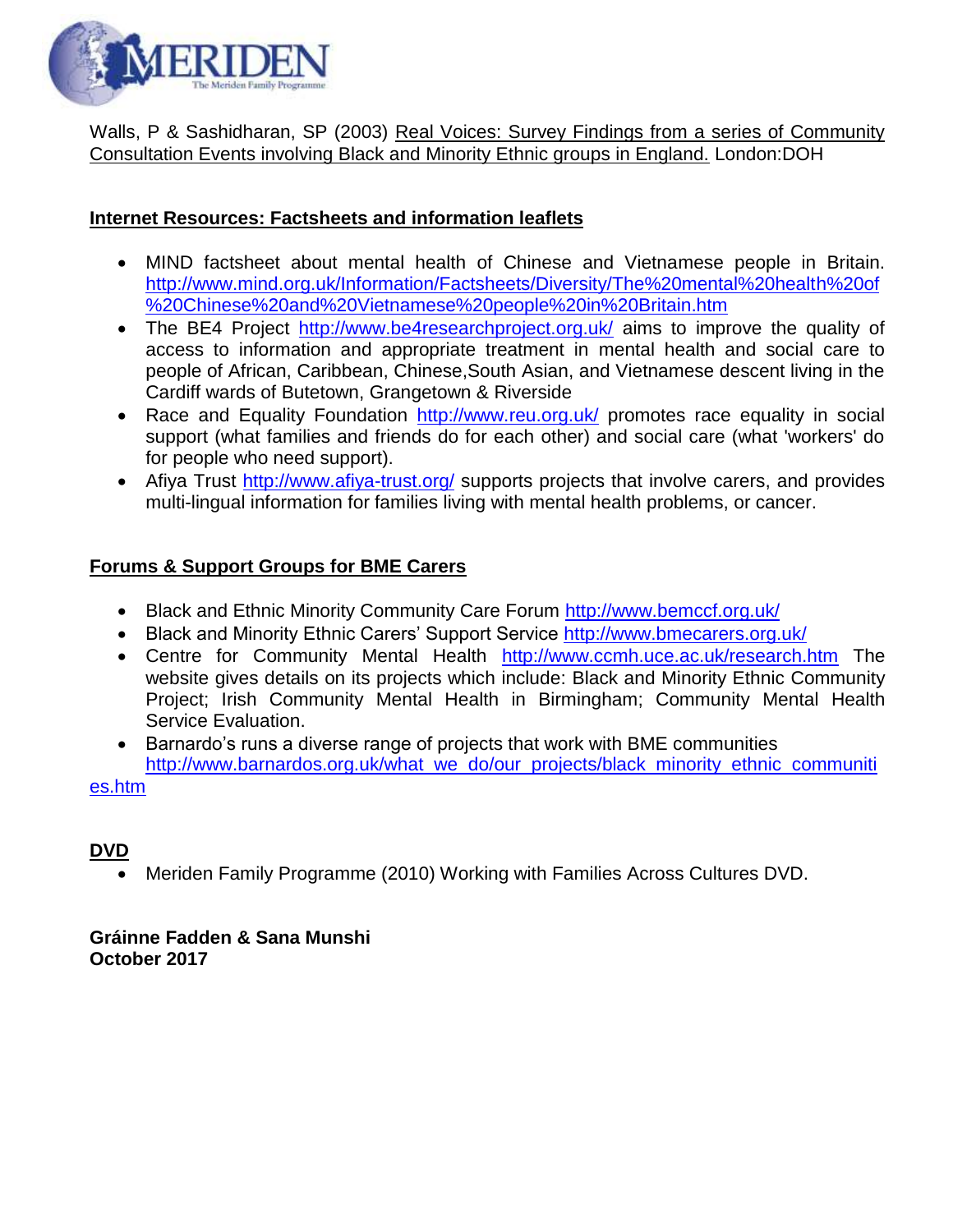Walls, P & Sashidharan, SP (2003) Real Voices: Survey Findings from a series of Community Consultation Events involving Black and Minority Ethnic groups in England. London:DOH

**Internet Resources: Factsheets and information leaflets**

- MIND factsheet about mental health of Chinese and Vietnamese people in Britain. http://www.mind.org.uk/Information/Factsheets/Diversity/The%20mental%20health%20of%20Chinese%20and%20Vietnamese%20people%20in%20Britain.htm
- The BE4 Project http://www.be4researchproject.org.uk/ aims to improve the quality of access to information and appropriate treatment in mental health and social care to people of African, Caribbean, Chinese,South Asian, and Vietnamese descent living in the Cardiff wards of Butetown, Grangetown & Riverside
- Race and Equality Foundation http://www.reu.org.uk/ promotes race equality in social support (what families and friends do for each other) and social care (what 'workers' do for people who need support).
- Afiya Trust http://www.afiya-trust.org/ supports projects that involve carers, and provides multi-lingual information for families living with mental health problems, or cancer.

**Forums & Support Groups for BME Carers**

- Black and Ethnic Minority Community Care Forum http://www.bemccf.org.uk/
- Black and Minority Ethnic Carers' Support Service http://www.bmecarers.org.uk/
- Centre for Community Mental Health http://www.ccmh.uce.ac.uk/research.htm The website gives details on its projects which include: Black and Minority Ethnic Community Project; Irish Community Mental Health in Birmingham; Community Mental Health Service Evaluation.
- Barnardo's runs a diverse range of projects that work with BME communities http://www.barnardos.org.uk/what_we_do/our_projects/black_minority_ethnic_communities.htm

**DVD**

- Meriden Family Programme (2010) Working with Families Across Cultures DVD.

**Gráinne Fadden & Sana Munshi**
**October 2017**